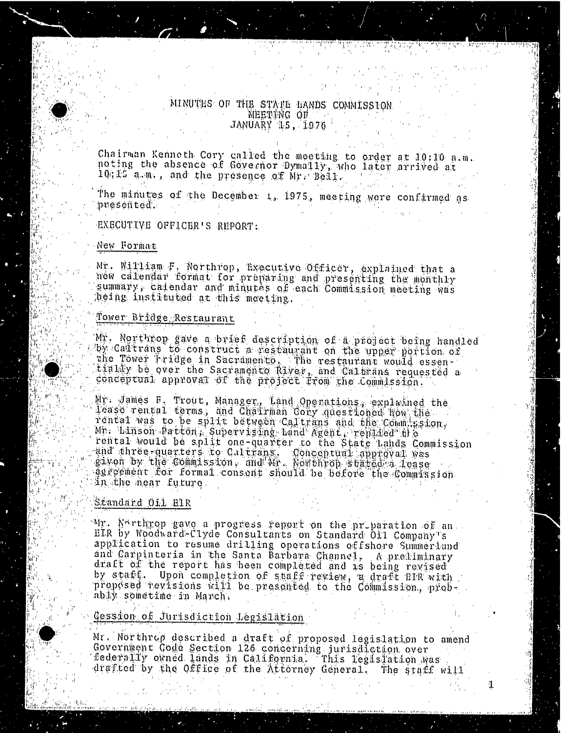# MINUTES OF THE STATE LANDS COMMISSION MEETING OF JANUARY 15, 1976

Chairman Kenneth Cory called the meeting to order at 10:10 a.m. noting the absence of Governor Dymally, who later arrived at 10:15 a.m., and the presence of Mr. Bell.

The minutes of the December 1, 1975, meeting were confirmed as presented.

EXECUTIVE OFFICER'S REPORT:

New Format

Mr. William F. Northrop, Executive Officer, explained that a new calendar format for preparing and presenting the monthly summary, calendar and minutes of each Commission meeting was being instituted at this meeting.

Tower Bridge Restaurant

Mr. Northrop gave a brief description of a project being handled by Caltrans to construct a restaurant on the upper portion of the Tower Bridge in Sacramento. The restaurant would essentially be over the Sacramento River, and Caltrans requested a conceptual approval of the project from the Commission.

Mr. James F. Trout, Manager, Land Operations, explained the lease rental terms, and Chairman Cory questioned how the rental was to be split between Caltrans and the Commission. Mr. Linson Patton, Supervising Land Agent, replied the rental would be split one-quarter to the State Lands Commission and three-quarters to Caltrans. Conceptual approval was given by the Commission, and Mr. Northrop stated a lease agreement for formal consent should be before the Commission in the near future.

Standard Oil EIR

Mr. Northrop gave a progress report on the preparation of an EIR by Woodward-Clyde Consultants on Standard Oil Company's application to resume drilling operations offshore Summerland and Carpinteria in the Santa Barbara Channel. A preliminary draft of the report has been completed and is being revised by staff. Upon completion of staff review, a draft EIR with proposed revisions will be presented to the Commission, probably sometime in March.

Cession of Jurisdiction Legislation

Mr. Northrop described a draft of proposed legislation to amend Government Code Section 126 concerning jurisdiction over federally owned lands in California. This legislation was drafted by the Office of the Attorney General. The staff will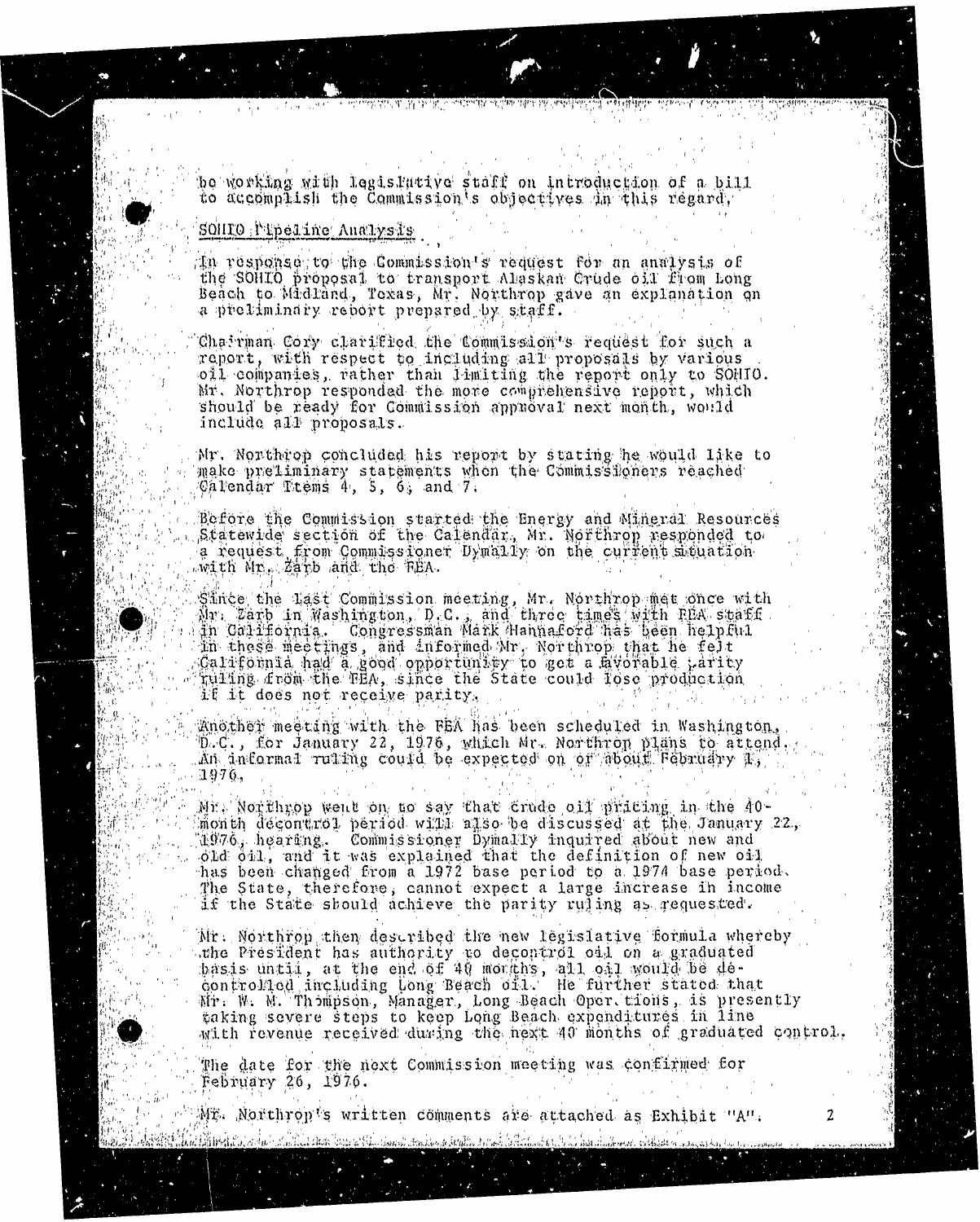be working with legislative staff on introduction of a bill to accomplish the Commission's objectives in this regard.

## SOHIO Pipeline Analysis

In response to the Commission's request for an analysis of the SOHIO proposal to transport Alaskan Crude oil from Long Beach to Midland, Texas, Mr. Northrop gave an explanation on a preliminary report prepared by staff.

Chairman Cory clarified the Commission's request for such a report, with respect to including all proposals by various oil companies, rather than limiting the report only to SOHIO. Mr. Northrop responded the more comprehensive report, which should be ready for Commission approval next month, would include all proposals.

Mr. Northrop concluded his report by stating he would like to make preliminary statements when the Commissioners reached Calendar Items 4, 5, 6, and 7.

Before the Commission started the Energy and Mineral Resources Statewide section of the Calendar, Mr. Northrop responded to a request from Commissioner Dymally on the current situation with Mr. Zarb and the FEA.

Since the last Commission meeting, Mr. Northrop met once with Mr. Zarb in Washington, D.C., and three times with FEA staff in California. Congressman Mark Hannaford has been helpful in these meetings, and informed Mr. Northrop that he felt California had a good opportunity to get a favorable parity ruling from the FEA, since the State could lose production if it does not receive parity.

Another meeting with the FEA has been scheduled in Washington, D.C., for January 22, 1976, which Mr. Northrop plans to attend. An informal ruling could be expected on or about February 1, 1976.

Mr. Northrop went on to say that crude oil pricing in the 40-month decontrol period will also be discussed at the January 22, 1976, hearing. Commissioner Dymally inquired about new and old oil, and it was explained that the definition of new oil has been changed from a 1972 base period to a 1974 base period. The State, therefore, cannot expect a large increase in income if the State should achieve the parity ruling as requested.

Mr. Northrop then described the new legislative formula whereby the President has authority to decontrol oil on a graduated basis until, at the end of 40 months, all oil would be decontrolled including Long Beach oil. He further stated that Mr. W. M. Thompson, Manager, Long Beach Operations, is presently taking severe steps to keep Long Beach expenditures in line with revenue received during the next 40 months of graduated control.

The date for the next Commission meeting was confirmed for February 26, 1976.

Mr. Northrop's written comments are attached as Exhibit "A".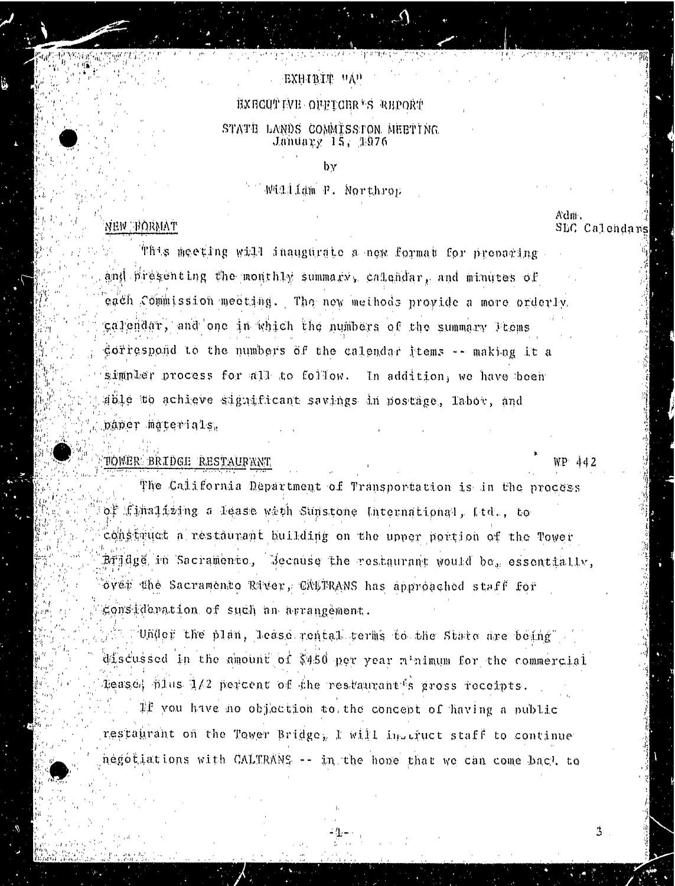EXHIBIT "A"

EXECUTIVE OFFICER'S REPORT

STATE LANDS COMMISSION MEETING
January 15, 1976

by

William F. Northrop

NEW FORMAT

Adm.
SLC Calendars

This meeting will inaugurate a new format for preparing and presenting the monthly summary, calendar, and minutes of each Commission meeting. The new methods provide a more orderly calendar, and one in which the numbers of the summary items correspond to the numbers of the calendar items -- making it a simpler process for all to follow. In addition, we have been able to achieve significant savings in postage, labor, and paper materials.

TOWER BRIDGE RESTAURANT

WP 442

The California Department of Transportation is in the process of finalizing a lease with Sunstone International, Ltd., to construct a restaurant building on the upper portion of the Tower Bridge in Sacramento. Because the restaurant would be, essentially, over the Sacramento River, CALTRANS has approached staff for consideration of such an arrangement.

Under the plan, lease rental terms to the State are being discussed in the amount of $450 per year minimum for the commercial lease, plus 1/2 percent of the restaurant's gross receipts.

If you have no objection to the concept of having a public restaurant on the Tower Bridge, I will instruct staff to continue negotiations with CALTRANS -- in the hope that we can come back to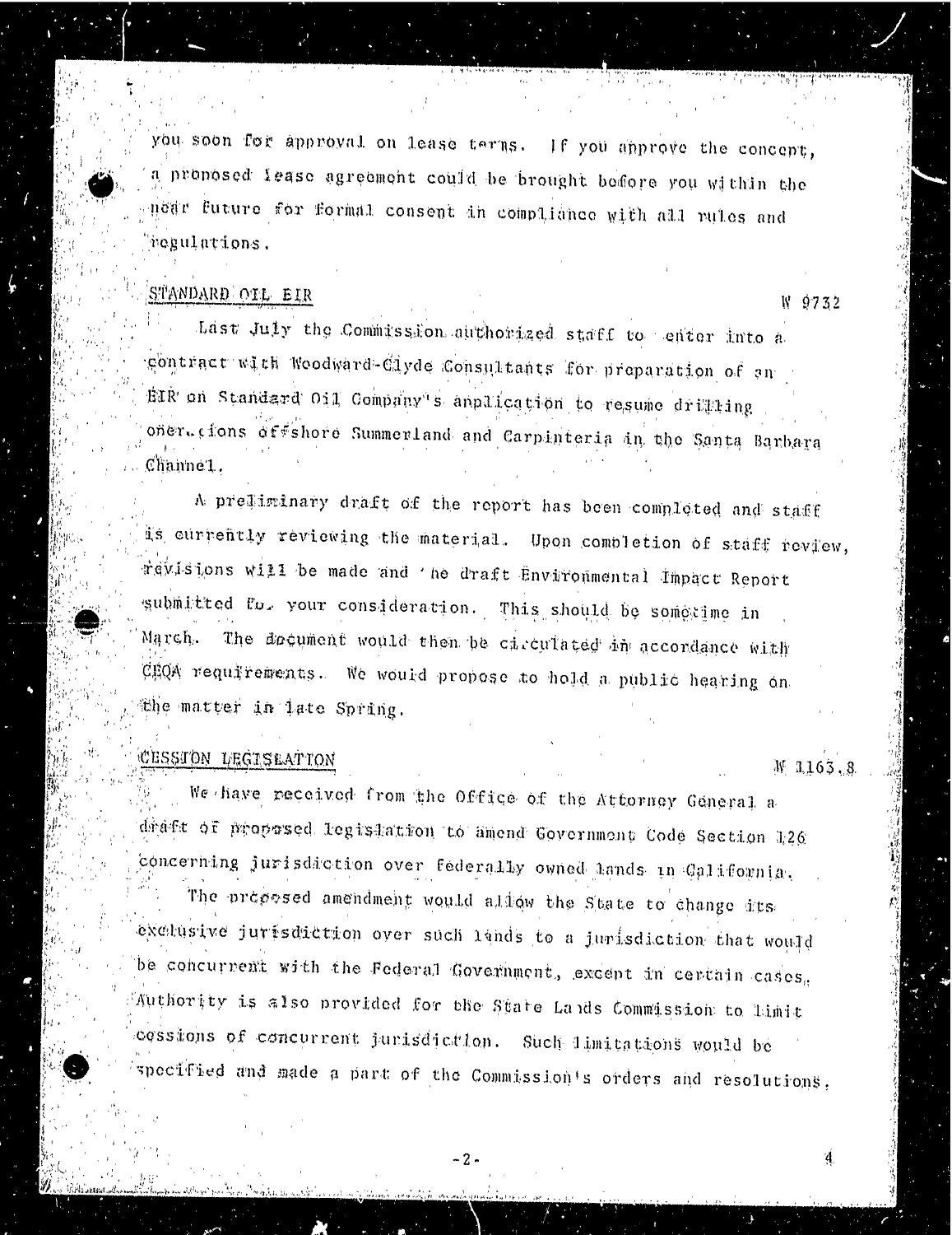you soon for approval on lease terms. If you approve the concept, a proposed lease agreement could be brought before you within the near future for formal consent in compliance with all rules and regulations.

STANDARD OIL EIR                                                                                    W 9732

Last July the Commission authorized staff to enter into a contract with Woodward-Clyde Consultants for preparation of an EIR on Standard Oil Company's application to resume drilling operations offshore Summerland and Carpinteria in the Santa Barbara Channel.

A preliminary draft of the report has been completed and staff is currently reviewing the material. Upon completion of staff review, revisions will be made and the draft Environmental Impact Report submitted for your consideration. This should be sometime in March. The document would then be circulated in accordance with CEQA requirements. We would propose to hold a public hearing on the matter in late Spring.

CESSION LEGISLATION                                                                                W 1163.8

We have received from the Office of the Attorney General a draft of proposed legislation to amend Government Code Section 126 concerning jurisdiction over federally owned lands in California.

The proposed amendment would allow the State to change its exclusive jurisdiction over such lands to a jurisdiction that would be concurrent with the Federal Government, except in certain cases. Authority is also provided for the State Lands Commission to limit cessions of concurrent jurisdiction. Such limitations would be specified and made a part of the Commission's orders and resolutions.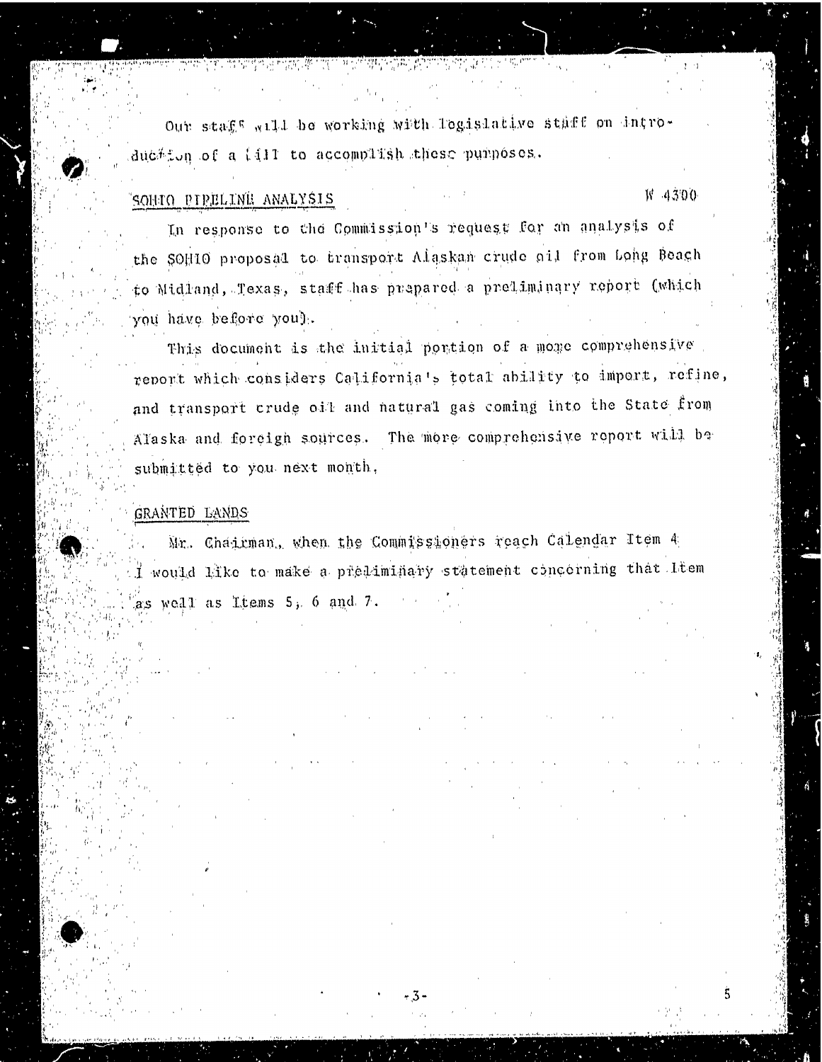Our staff will be working with legislative staff on introduction of a bill to accomplish these purposes.

## SOHIO PIPELINE ANALYSIS

W 4300

In response to the Commission's request for an analysis of the SOHIO proposal to transport Alaskan crude oil from Long Beach to Midland, Texas, staff has prepared a preliminary report (which you have before you).

This document is the initial portion of a more comprehensive report which considers California's total ability to import, refine, and transport crude oil and natural gas coming into the State from Alaska and foreign sources. The more comprehensive report will be submitted to you next month.

## GRANTED LANDS

Mr. Chairman, when the Commissioners reach Calendar Item 4 I would like to make a preliminary statement concerning that Item as well as Items 5, 6 and 7.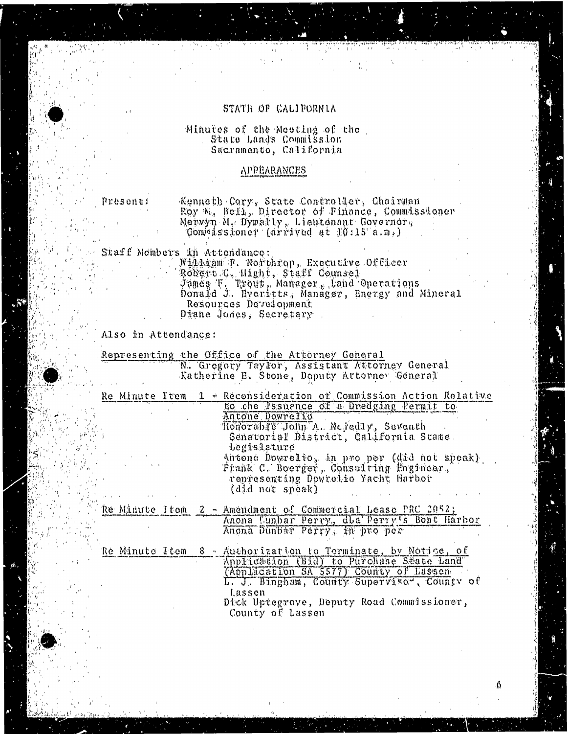STATE OF CALIFORNIA

Minutes of the Meeting of the State Lands Commission
Sacramento, California

## APPEARANCES

Present: Kenneth Cory, State Controller, Chairman
Roy M. Bell, Director of Finance, Commissioner
Mervyn M. Dymally, Lieutenant Governor, Commissioner (arrived at 10:15 a.m.)

Staff Members in Attendance:
William F. Northrop, Executive Officer
Robert C. Hight, Staff Counsel
James F. Trout, Manager, Land Operations
Donald J. Everitts, Manager, Energy and Mineral Resources Development
Diane Jones, Secretary

Also in Attendance:

Representing the Office of the Attorney General
N. Gregory Taylor, Assistant Attorney General
Katherine E. Stone, Deputy Attorney General

Re Minute Item 1 - Reconsideration of Commission Action Relative to the Issuance of a Dredging Permit to Antone Dowrelio
Honorable John A. Nejedly, Seventh Senatorial District, California State Legislature
Antone Dowrelio, in pro per (did not speak)
Frank C. Boerger, Consulting Engineer, representing Dowrelio Yacht Harbor (did not speak)

Re Minute Item 2 - Amendment of Commercial Lease PRC 2052; Anona Dunbar Perry, dba Perry's Boat Harbor
Anona Dunbar Perry, in pro per

Re Minute Item 8 - Authorization to Terminate, by Notice, of Application (Bid) to Purchase State Land (Application SA 5577) County of Lassen
L. J. Bingham, County Supervisor, County of Lassen
Dick Uptegrove, Deputy Road Commissioner, County of Lassen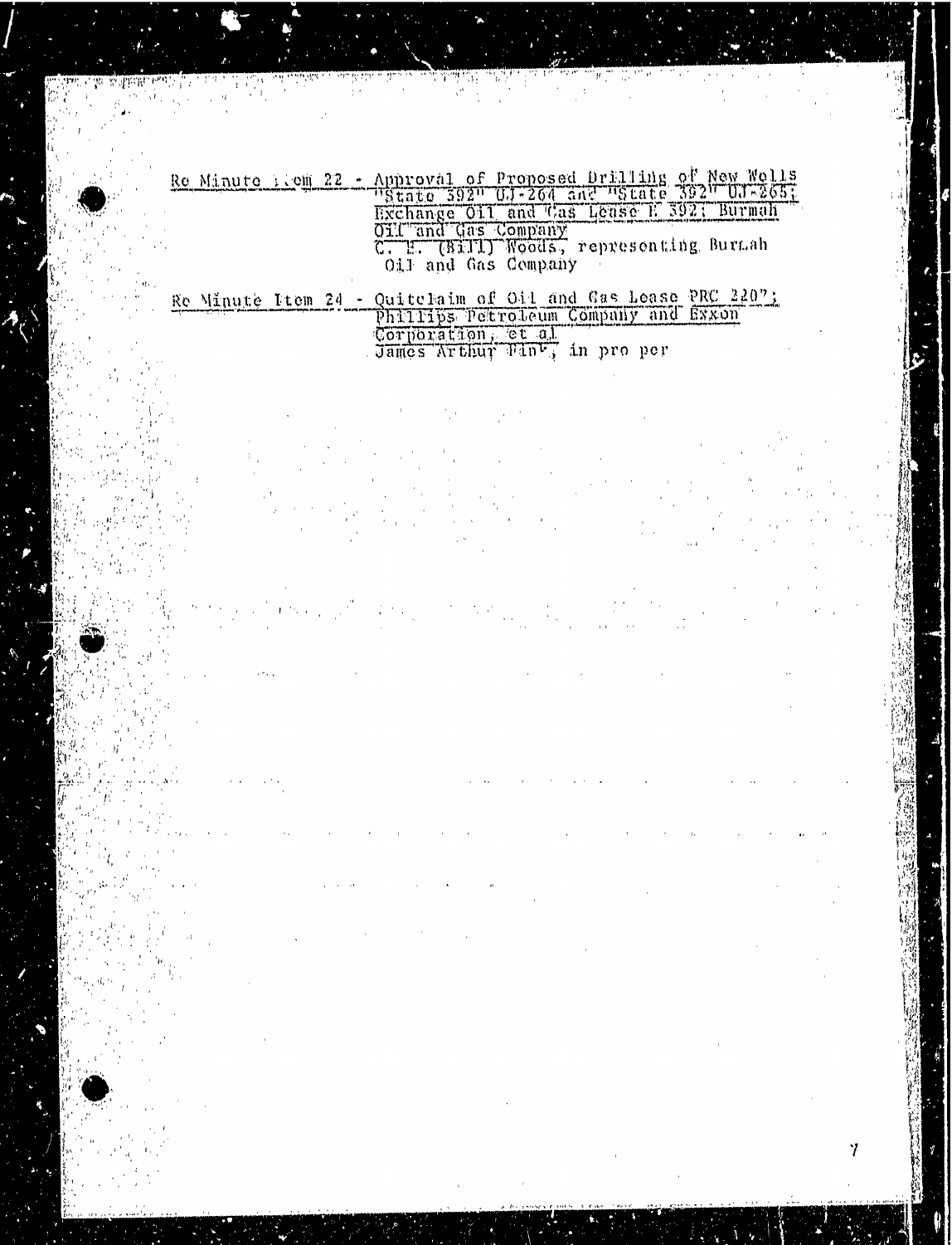Re Minute Item 22 - Approval of Proposed Drilling of New Wells "State 392" UJ-264 and "State 392" UJ-265; Exchange Oil and Gas Lease E 392; Burmah Oil and Gas Company

C. E. (Bill) Woods, representing Burmah Oil and Gas Company

Re Minute Item 24 - Quitclaim of Oil and Gas Lease PRC 2207; Phillips Petroleum Company and Exxon Corporation, et al

James Arthur Fink, in pro per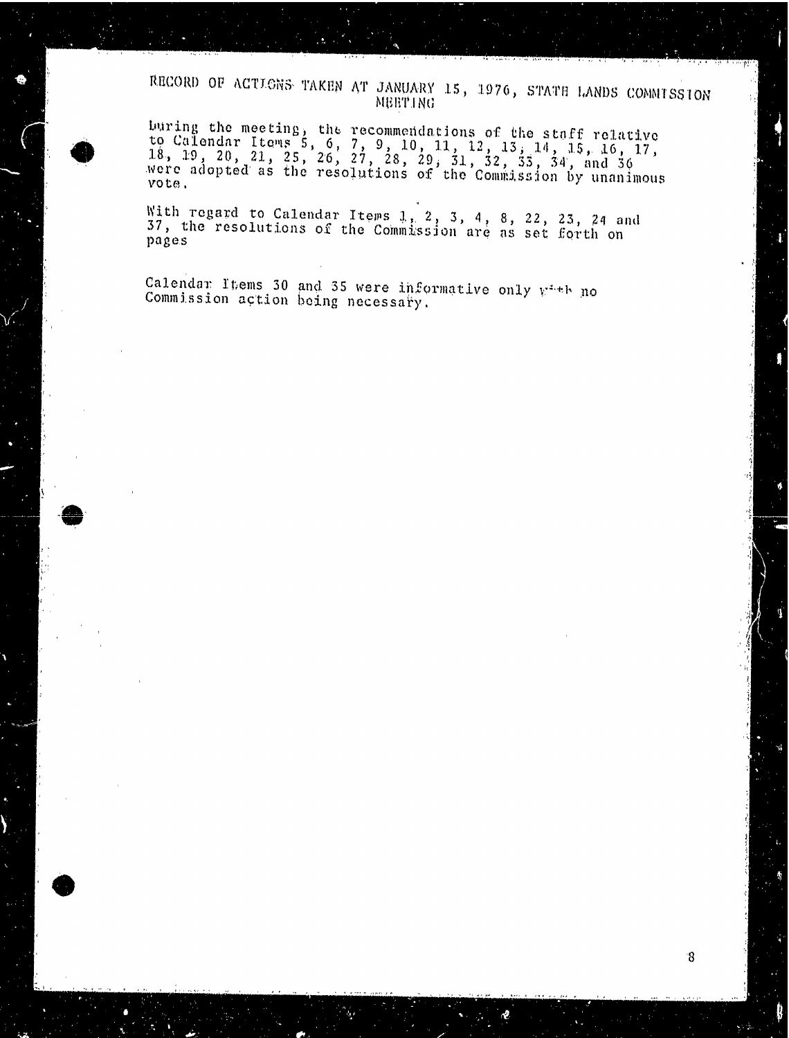# RECORD OF ACTIONS TAKEN AT JANUARY 15, 1976, STATE LANDS COMMISSION MEETING

During the meeting, the recommendations of the staff relative to Calendar Items 5, 6, 7, 9, 10, 11, 12, 13, 14, 15, 16, 17, 18, 19, 20, 21, 25, 26, 27, 28, 29, 31, 32, 33, 34, and 36 were adopted as the resolutions of the Commission by unanimous vote.

With regard to Calendar Items 1, 2, 3, 4, 8, 22, 23, 24 and 37, the resolutions of the Commission are as set forth on pages

Calendar Items 30 and 35 were informative only with no Commission action being necessary.